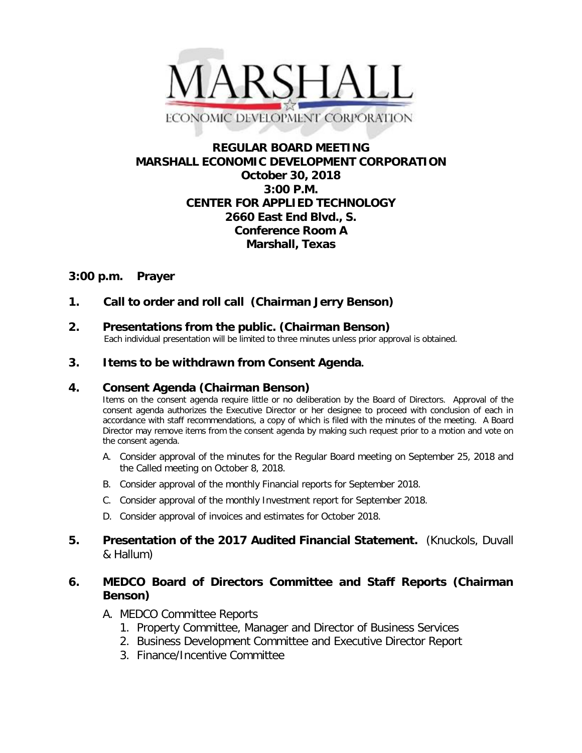MARSHALL
ECONOMIC DEVELOPMENT CORPORATION

# REGULAR BOARD MEETING
# MARSHALL ECONOMIC DEVELOPMENT CORPORATION

**October 30, 2018**
**3:00 P.M.**
**CENTER FOR APPLIED TECHNOLOGY**
**2660 East End Blvd., S.**
**Conference Room A**
**Marshall, Texas**

**3:00 p.m. Prayer**

**1. Call to order and roll call (Chairman Jerry Benson)**

**2. Presentations from the public. (Chairman Benson)**
Each individual presentation will be limited to three minutes unless prior approval is obtained.

**3. Items to be withdrawn from Consent Agenda.**

**4. Consent Agenda (Chairman Benson)**
Items on the consent agenda require little or no deliberation by the Board of Directors. Approval of the consent agenda authorizes the Executive Director or her designee to proceed with conclusion of each in accordance with staff recommendations, a copy of which is filed with the minutes of the meeting. A Board Director may remove items from the consent agenda by making such request prior to a motion and vote on the consent agenda.

A. Consider approval of the minutes for the Regular Board meeting on September 25, 2018 and the Called meeting on October 8, 2018.
B. Consider approval of the monthly Financial reports for September 2018.
C. Consider approval of the monthly Investment report for September 2018.
D. Consider approval of invoices and estimates for October 2018.

**5. Presentation of the 2017 Audited Financial Statement.** (Knuckols, Duvall & Hallum)

**6. MEDCO Board of Directors Committee and Staff Reports (Chairman Benson)**

A. MEDCO Committee Reports
   1. Property Committee, Manager and Director of Business Services
   2. Business Development Committee and Executive Director Report
   3. Finance/Incentive Committee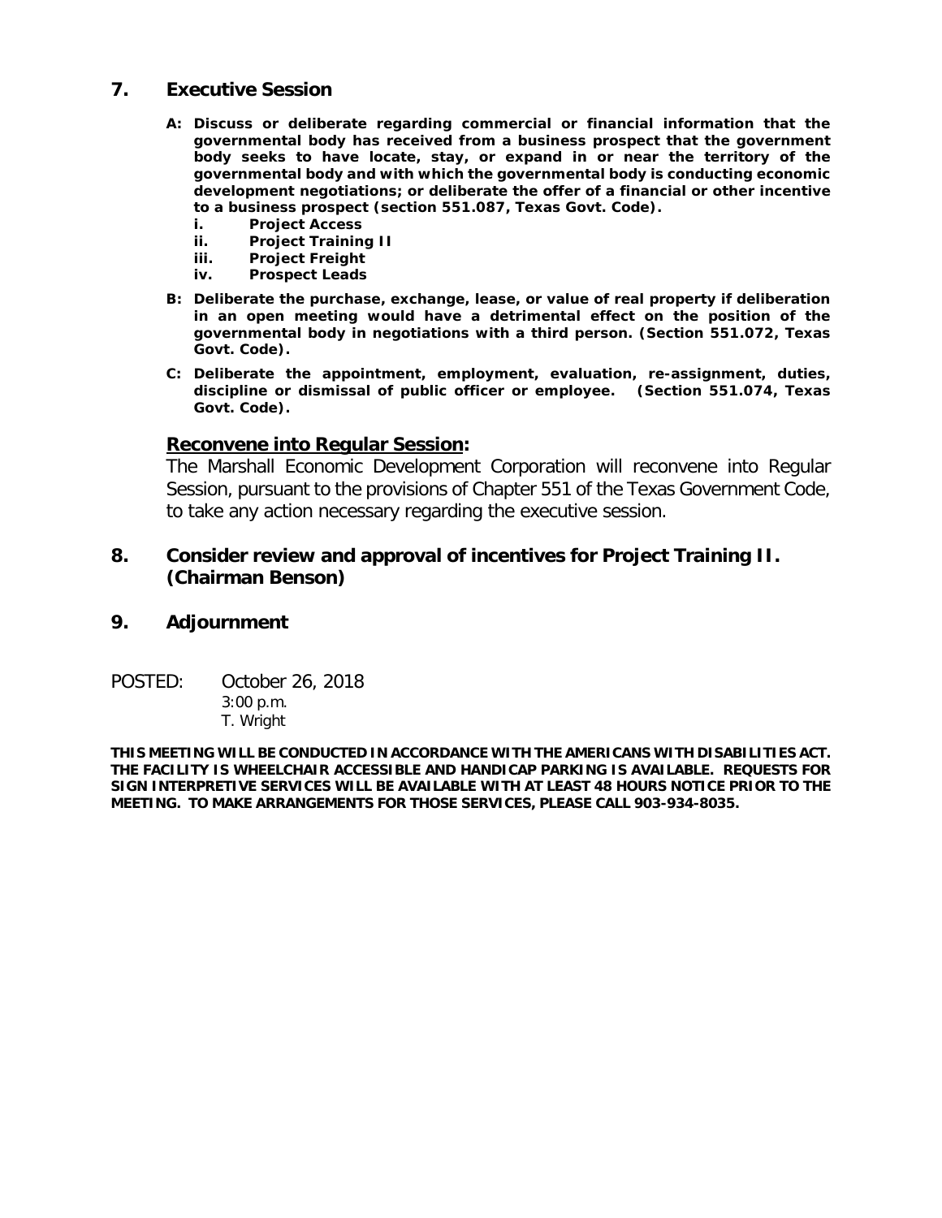## 7. Executive Session

**A: Discuss or deliberate regarding commercial or financial information that the governmental body has received from a business prospect that the government body seeks to have locate, stay, or expand in or near the territory of the governmental body and with which the governmental body is conducting economic development negotiations; or deliberate the offer of a financial or other incentive to a business prospect (section 551.087, Texas Govt. Code).**

- **i. Project Access**
- **ii. Project Training II**
- **iii. Project Freight**
- **iv. Prospect Leads**

**B: Deliberate the purchase, exchange, lease, or value of real property if deliberation in an open meeting would have a detrimental effect on the position of the governmental body in negotiations with a third person. (Section 551.072, Texas Govt. Code).**

**C: Deliberate the appointment, employment, evaluation, re-assignment, duties, discipline or dismissal of public officer or employee. (Section 551.074, Texas Govt. Code).**

### Reconvene into Regular Session:

The Marshall Economic Development Corporation will reconvene into Regular Session, pursuant to the provisions of Chapter 551 of the Texas Government Code, to take any action necessary regarding the executive session.

## 8. Consider review and approval of incentives for Project Training II. (Chairman Benson)

## 9. Adjournment

POSTED: October 26, 2018
3:00 p.m.
T. Wright

**THIS MEETING WILL BE CONDUCTED IN ACCORDANCE WITH THE AMERICANS WITH DISABILITIES ACT. THE FACILITY IS WHEELCHAIR ACCESSIBLE AND HANDICAP PARKING IS AVAILABLE. REQUESTS FOR SIGN INTERPRETIVE SERVICES WILL BE AVAILABLE WITH AT LEAST 48 HOURS NOTICE PRIOR TO THE MEETING. TO MAKE ARRANGEMENTS FOR THOSE SERVICES, PLEASE CALL 903-934-8035.**